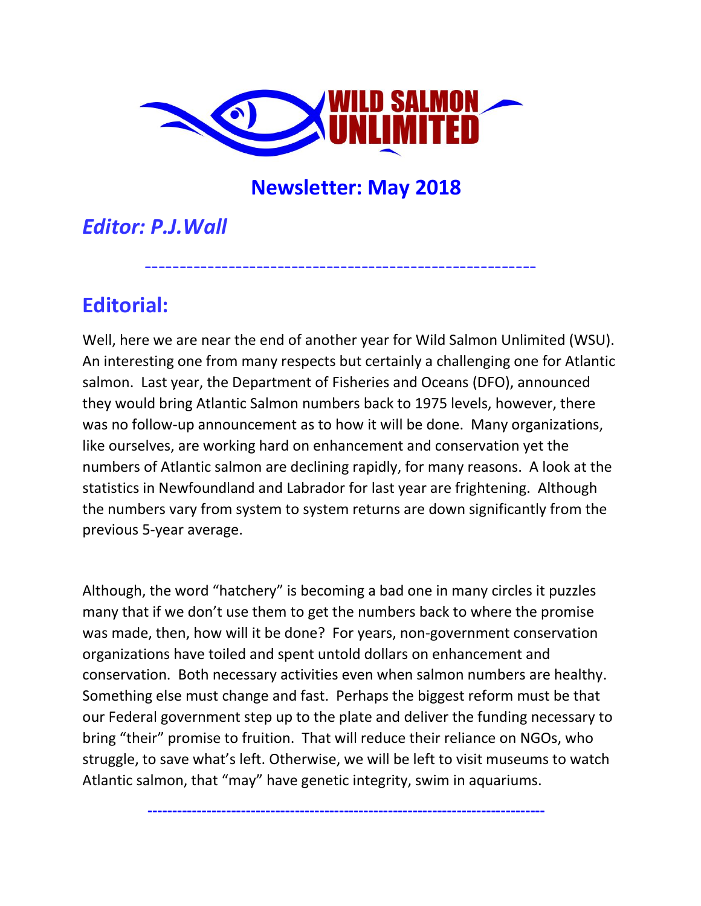# WILD SALMON UNLIMITED

## Newsletter: May 2018

### *Editor: P.J.Wall*

---

## Editorial:

Well, here we are near the end of another year for Wild Salmon Unlimited (WSU). An interesting one from many respects but certainly a challenging one for Atlantic salmon. Last year, the Department of Fisheries and Oceans (DFO), announced they would bring Atlantic Salmon numbers back to 1975 levels, however, there was no follow-up announcement as to how it will be done. Many organizations, like ourselves, are working hard on enhancement and conservation yet the numbers of Atlantic salmon are declining rapidly, for many reasons. A look at the statistics in Newfoundland and Labrador for last year are frightening. Although the numbers vary from system to system returns are down significantly from the previous 5-year average.

Although, the word "hatchery" is becoming a bad one in many circles it puzzles many that if we don't use them to get the numbers back to where the promise was made, then, how will it be done? For years, non-government conservation organizations have toiled and spent untold dollars on enhancement and conservation. Both necessary activities even when salmon numbers are healthy. Something else must change and fast. Perhaps the biggest reform must be that our Federal government step up to the plate and deliver the funding necessary to bring "their" promise to fruition. That will reduce their reliance on NGOs, who struggle, to save what's left. Otherwise, we will be left to visit museums to watch Atlantic salmon, that "may" have genetic integrity, swim in aquariums.

---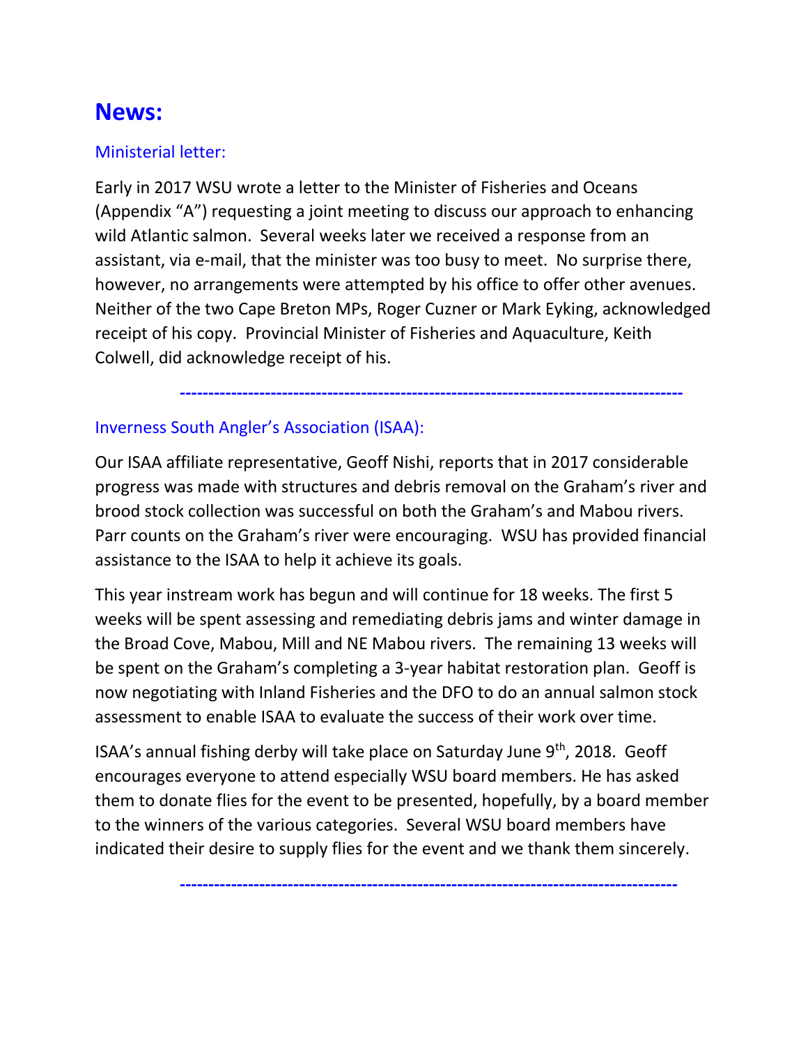# News:

### Ministerial letter:

Early in 2017 WSU wrote a letter to the Minister of Fisheries and Oceans (Appendix "A") requesting a joint meeting to discuss our approach to enhancing wild Atlantic salmon. Several weeks later we received a response from an assistant, via e-mail, that the minister was too busy to meet. No surprise there, however, no arrangements were attempted by his office to offer other avenues. Neither of the two Cape Breton MPs, Roger Cuzner or Mark Eyking, acknowledged receipt of his copy. Provincial Minister of Fisheries and Aquaculture, Keith Colwell, did acknowledge receipt of his.

---

### Inverness South Angler's Association (ISAA):

Our ISAA affiliate representative, Geoff Nishi, reports that in 2017 considerable progress was made with structures and debris removal on the Graham's river and brood stock collection was successful on both the Graham's and Mabou rivers. Parr counts on the Graham's river were encouraging. WSU has provided financial assistance to the ISAA to help it achieve its goals.

This year instream work has begun and will continue for 18 weeks. The first 5 weeks will be spent assessing and remediating debris jams and winter damage in the Broad Cove, Mabou, Mill and NE Mabou rivers. The remaining 13 weeks will be spent on the Graham's completing a 3-year habitat restoration plan. Geoff is now negotiating with Inland Fisheries and the DFO to do an annual salmon stock assessment to enable ISAA to evaluate the success of their work over time.

ISAA's annual fishing derby will take place on Saturday June 9th, 2018. Geoff encourages everyone to attend especially WSU board members. He has asked them to donate flies for the event to be presented, hopefully, by a board member to the winners of the various categories. Several WSU board members have indicated their desire to supply flies for the event and we thank them sincerely.

---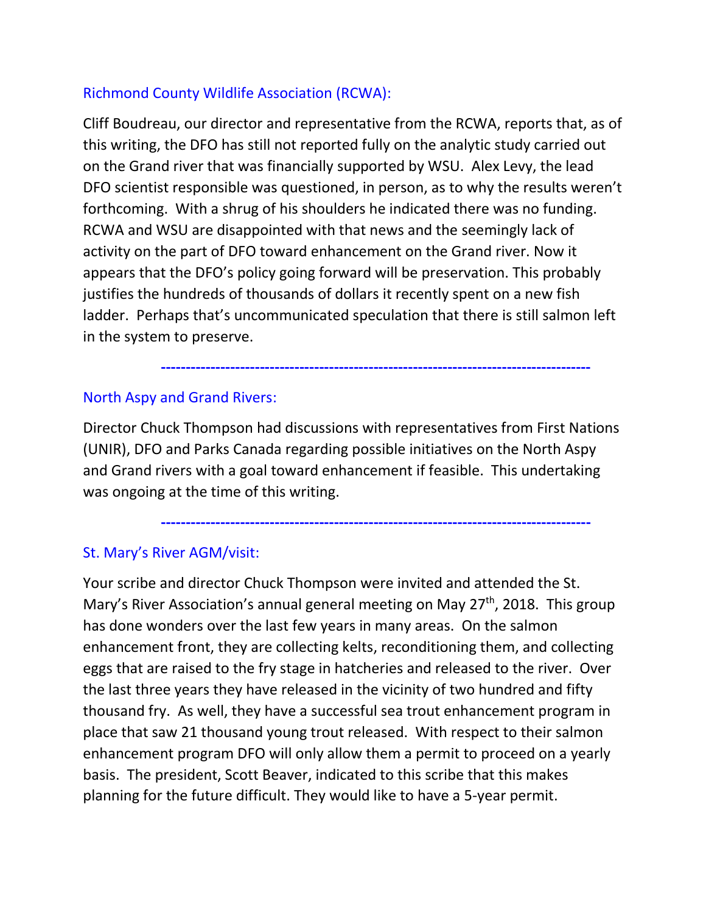## Richmond County Wildlife Association (RCWA):

Cliff Boudreau, our director and representative from the RCWA, reports that, as of this writing, the DFO has still not reported fully on the analytic study carried out on the Grand river that was financially supported by WSU. Alex Levy, the lead DFO scientist responsible was questioned, in person, as to why the results weren't forthcoming. With a shrug of his shoulders he indicated there was no funding. RCWA and WSU are disappointed with that news and the seemingly lack of activity on the part of DFO toward enhancement on the Grand river. Now it appears that the DFO's policy going forward will be preservation. This probably justifies the hundreds of thousands of dollars it recently spent on a new fish ladder. Perhaps that's uncommunicated speculation that there is still salmon left in the system to preserve.

---

## North Aspy and Grand Rivers:

Director Chuck Thompson had discussions with representatives from First Nations (UNIR), DFO and Parks Canada regarding possible initiatives on the North Aspy and Grand rivers with a goal toward enhancement if feasible. This undertaking was ongoing at the time of this writing.

---

## St. Mary's River AGM/visit:

Your scribe and director Chuck Thompson were invited and attended the St. Mary's River Association's annual general meeting on May 27th, 2018. This group has done wonders over the last few years in many areas. On the salmon enhancement front, they are collecting kelts, reconditioning them, and collecting eggs that are raised to the fry stage in hatcheries and released to the river. Over the last three years they have released in the vicinity of two hundred and fifty thousand fry. As well, they have a successful sea trout enhancement program in place that saw 21 thousand young trout released. With respect to their salmon enhancement program DFO will only allow them a permit to proceed on a yearly basis. The president, Scott Beaver, indicated to this scribe that this makes planning for the future difficult. They would like to have a 5-year permit.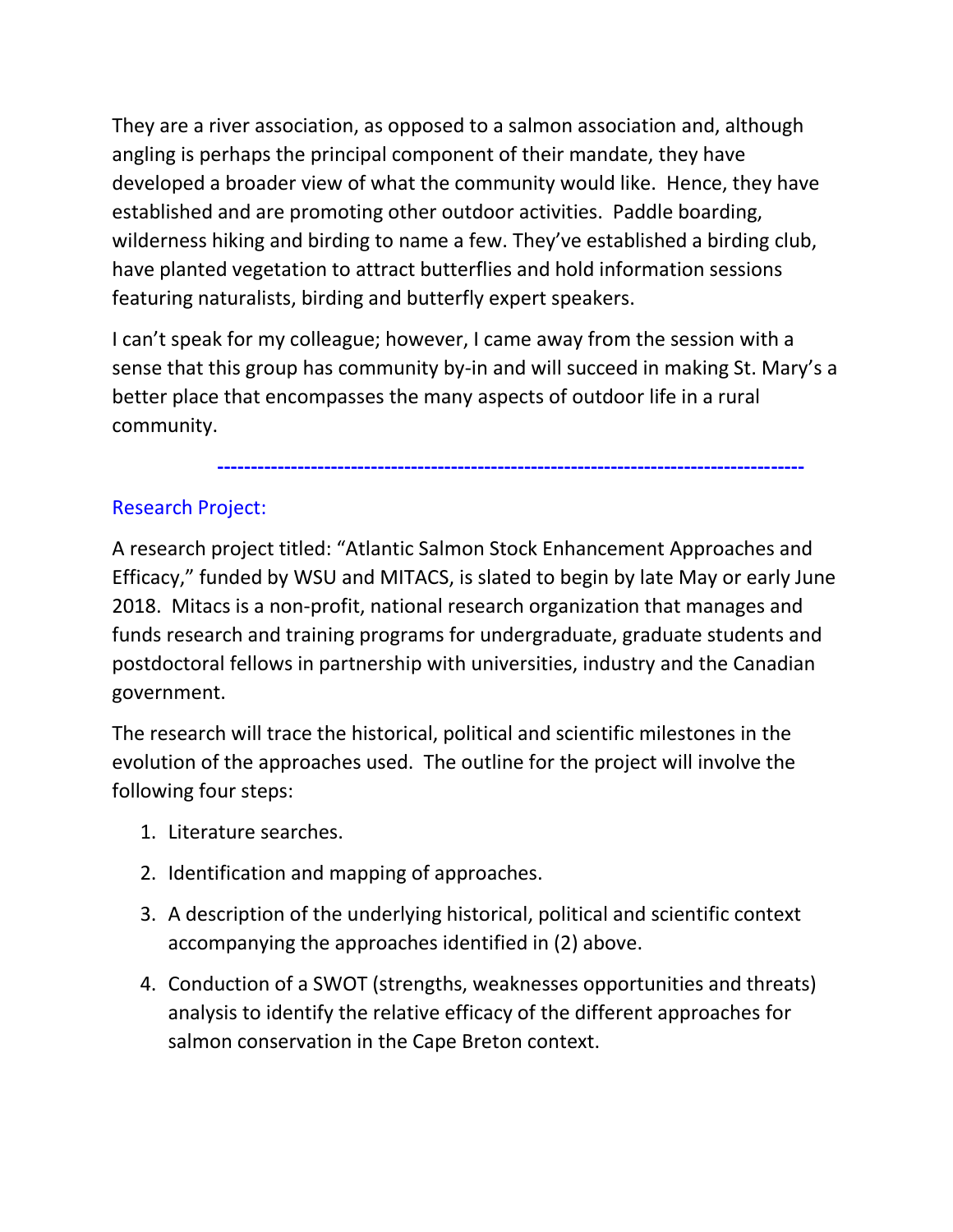They are a river association, as opposed to a salmon association and, although angling is perhaps the principal component of their mandate, they have developed a broader view of what the community would like. Hence, they have established and are promoting other outdoor activities. Paddle boarding, wilderness hiking and birding to name a few. They've established a birding club, have planted vegetation to attract butterflies and hold information sessions featuring naturalists, birding and butterfly expert speakers.

I can't speak for my colleague; however, I came away from the session with a sense that this group has community by-in and will succeed in making St. Mary's a better place that encompasses the many aspects of outdoor life in a rural community.

---

## Research Project:

A research project titled: "Atlantic Salmon Stock Enhancement Approaches and Efficacy," funded by WSU and MITACS, is slated to begin by late May or early June 2018. Mitacs is a non-profit, national research organization that manages and funds research and training programs for undergraduate, graduate students and postdoctoral fellows in partnership with universities, industry and the Canadian government.

The research will trace the historical, political and scientific milestones in the evolution of the approaches used. The outline for the project will involve the following four steps:

1. Literature searches.
2. Identification and mapping of approaches.
3. A description of the underlying historical, political and scientific context accompanying the approaches identified in (2) above.
4. Conduction of a SWOT (strengths, weaknesses opportunities and threats) analysis to identify the relative efficacy of the different approaches for salmon conservation in the Cape Breton context.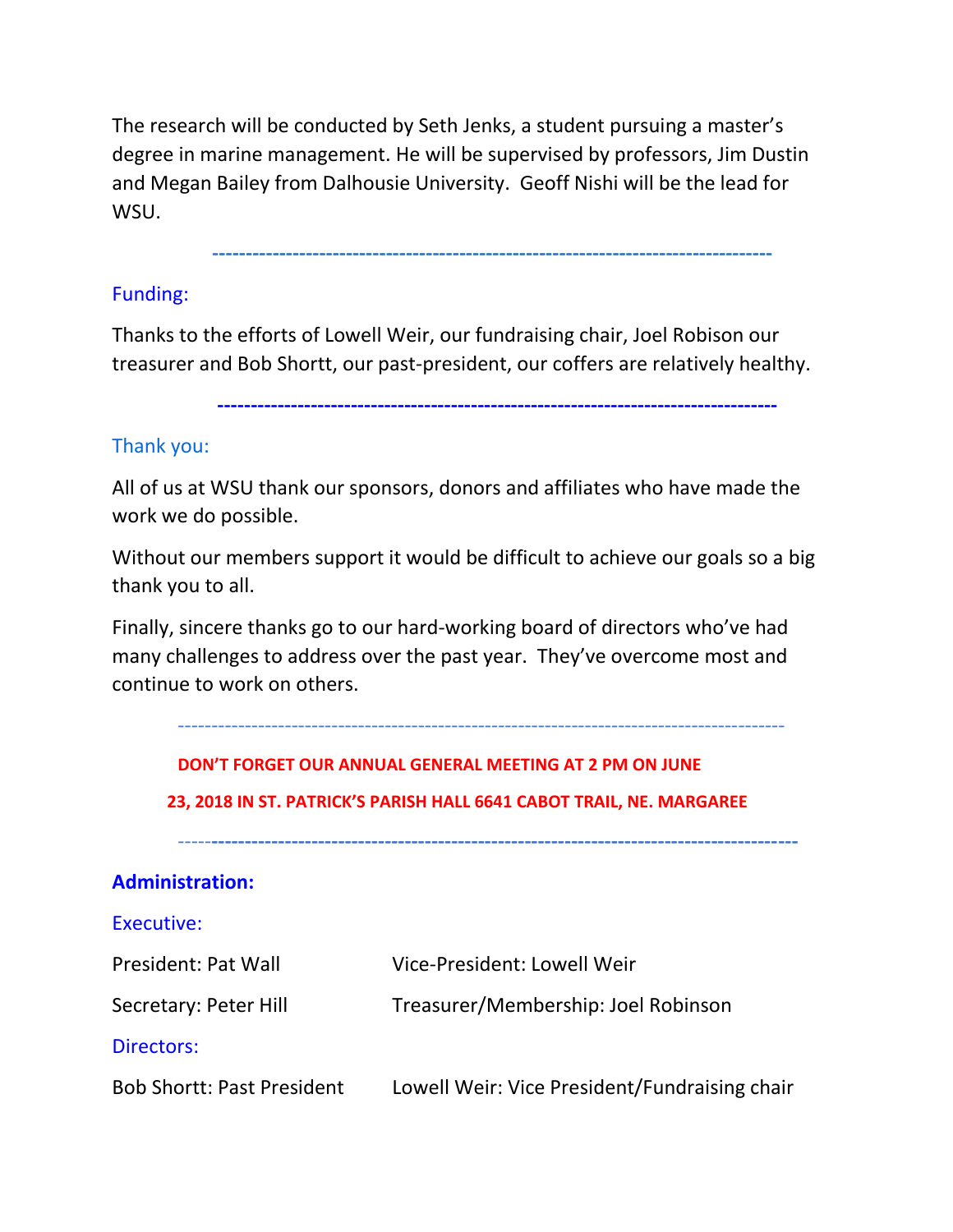The research will be conducted by Seth Jenks, a student pursuing a master's degree in marine management. He will be supervised by professors, Jim Dustin and Megan Bailey from Dalhousie University.  Geoff Nishi will be the lead for WSU.

---

### Funding:

Thanks to the efforts of Lowell Weir, our fundraising chair, Joel Robison our treasurer and Bob Shortt, our past-president, our coffers are relatively healthy.

---

### Thank you:

All of us at WSU thank our sponsors, donors and affiliates who have made the work we do possible.

Without our members support it would be difficult to achieve our goals so a big thank you to all.

Finally, sincere thanks go to our hard-working board of directors who've had many challenges to address over the past year.  They've overcome most and continue to work on others.

---

**DON'T FORGET OUR ANNUAL GENERAL MEETING AT 2 PM ON JUNE 23, 2018 IN ST. PATRICK'S PARISH HALL 6641 CABOT TRAIL, NE. MARGAREE**

---

## Administration:

### Executive:

President: Pat Wall          Vice-President: Lowell Weir

Secretary: Peter Hill          Treasurer/Membership: Joel Robinson

### Directors:

Bob Shortt: Past President          Lowell Weir: Vice President/Fundraising chair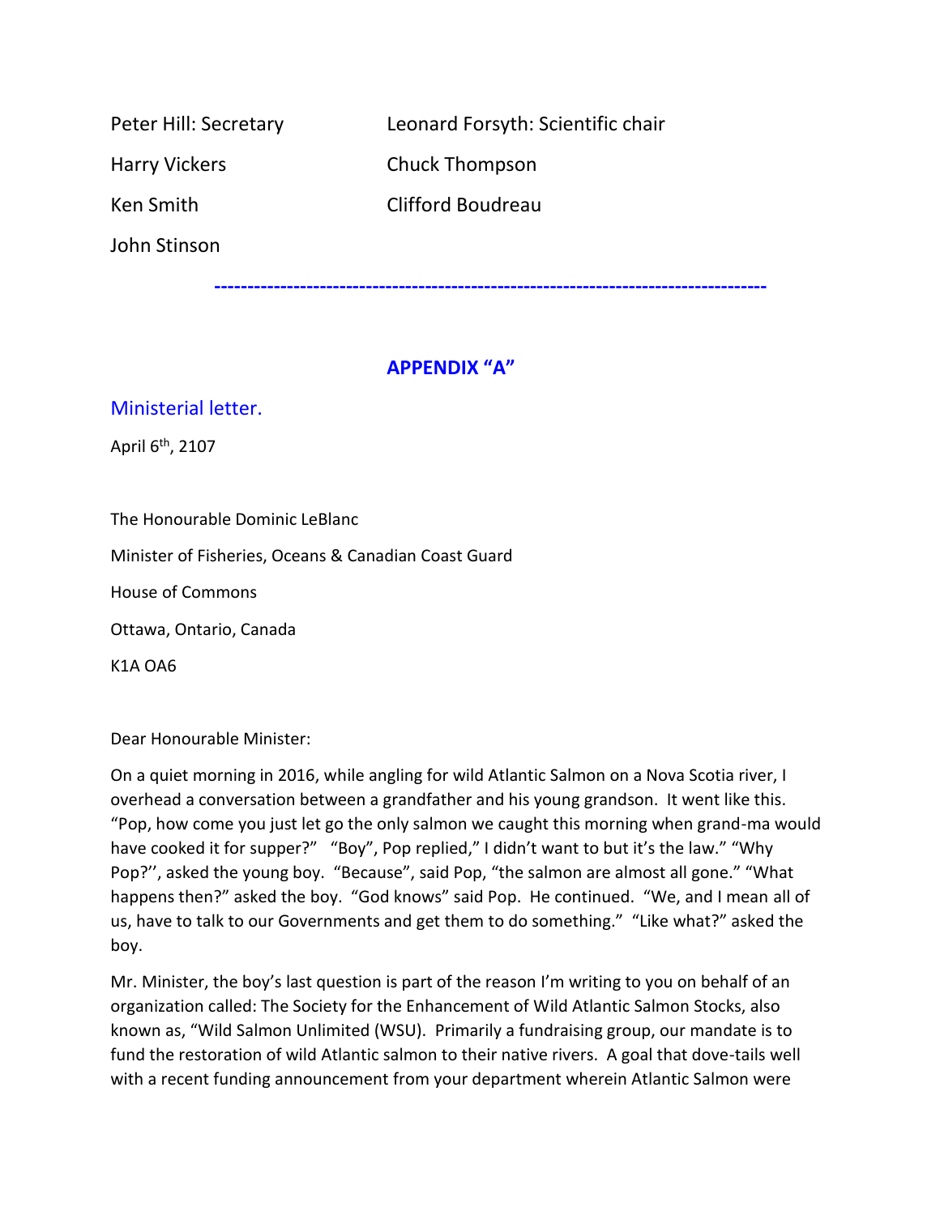| | |
|---|---|
| Peter Hill: Secretary | Leonard Forsyth: Scientific chair |
| Harry Vickers | Chuck Thompson |
| Ken Smith | Clifford Boudreau |
| John Stinson | |

---

## APPENDIX "A"

### Ministerial letter.

April 6th, 2107

The Honourable Dominic LeBlanc

Minister of Fisheries, Oceans & Canadian Coast Guard

House of Commons

Ottawa, Ontario, Canada

K1A OA6

Dear Honourable Minister:

On a quiet morning in 2016, while angling for wild Atlantic Salmon on a Nova Scotia river, I overhead a conversation between a grandfather and his young grandson. It went like this. "Pop, how come you just let go the only salmon we caught this morning when grand-ma would have cooked it for supper?" "Boy", Pop replied," I didn't want to but it's the law." "Why Pop?'', asked the young boy. "Because", said Pop, "the salmon are almost all gone." "What happens then?" asked the boy. "God knows" said Pop. He continued. "We, and I mean all of us, have to talk to our Governments and get them to do something." "Like what?" asked the boy.

Mr. Minister, the boy's last question is part of the reason I'm writing to you on behalf of an organization called: The Society for the Enhancement of Wild Atlantic Salmon Stocks, also known as, "Wild Salmon Unlimited (WSU). Primarily a fundraising group, our mandate is to fund the restoration of wild Atlantic salmon to their native rivers. A goal that dove-tails well with a recent funding announcement from your department wherein Atlantic Salmon were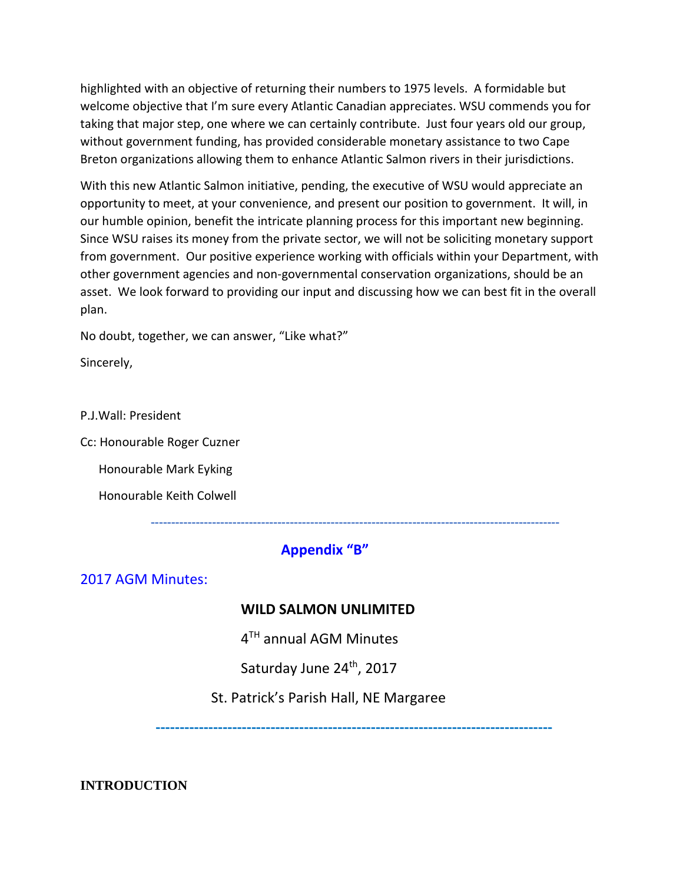highlighted with an objective of returning their numbers to 1975 levels. A formidable but welcome objective that I'm sure every Atlantic Canadian appreciates. WSU commends you for taking that major step, one where we can certainly contribute. Just four years old our group, without government funding, has provided considerable monetary assistance to two Cape Breton organizations allowing them to enhance Atlantic Salmon rivers in their jurisdictions.

With this new Atlantic Salmon initiative, pending, the executive of WSU would appreciate an opportunity to meet, at your convenience, and present our position to government. It will, in our humble opinion, benefit the intricate planning process for this important new beginning. Since WSU raises its money from the private sector, we will not be soliciting monetary support from government. Our positive experience working with officials within your Department, with other government agencies and non-governmental conservation organizations, should be an asset. We look forward to providing our input and discussing how we can best fit in the overall plan.

No doubt, together, we can answer, "Like what?"

Sincerely,

P.J.Wall: President

Cc: Honourable Roger Cuzner

Honourable Mark Eyking

Honourable Keith Colwell

---

## Appendix "B"

### 2017 AGM Minutes:

**WILD SALMON UNLIMITED**

4TH annual AGM Minutes

Saturday June 24th, 2017

St. Patrick's Parish Hall, NE Margaree

---

**INTRODUCTION**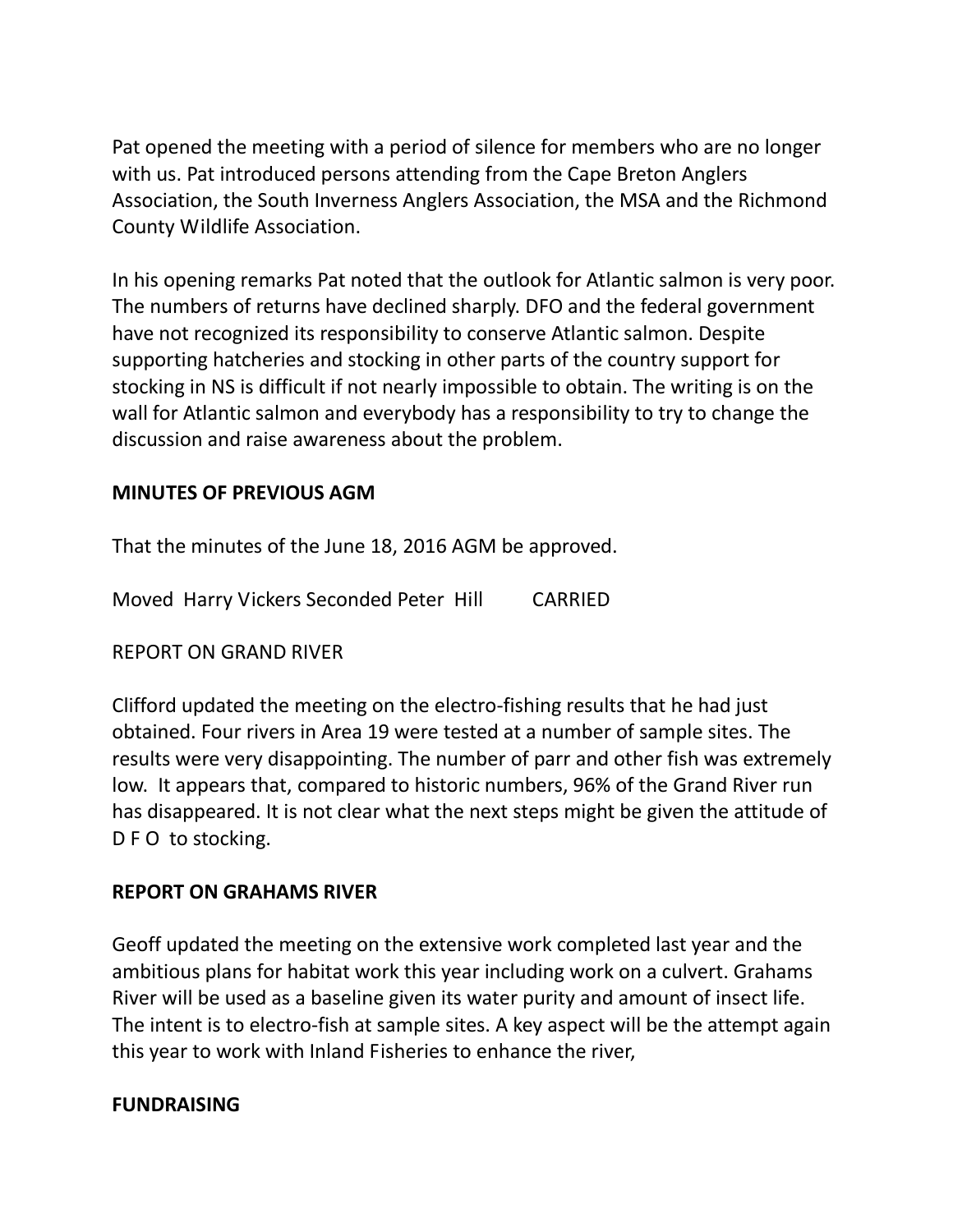Pat opened the meeting with a period of silence for members who are no longer with us. Pat introduced persons attending from the Cape Breton Anglers Association, the South Inverness Anglers Association, the MSA and the Richmond County Wildlife Association.

In his opening remarks Pat noted that the outlook for Atlantic salmon is very poor. The numbers of returns have declined sharply. DFO and the federal government have not recognized its responsibility to conserve Atlantic salmon. Despite supporting hatcheries and stocking in other parts of the country support for stocking in NS is difficult if not nearly impossible to obtain. The writing is on the wall for Atlantic salmon and everybody has a responsibility to try to change the discussion and raise awareness about the problem.

**MINUTES OF PREVIOUS AGM**

That the minutes of the June 18, 2016 AGM be approved.

Moved Harry Vickers Seconded Peter Hill CARRIED

REPORT ON GRAND RIVER

Clifford updated the meeting on the electro-fishing results that he had just obtained. Four rivers in Area 19 were tested at a number of sample sites. The results were very disappointing. The number of parr and other fish was extremely low. It appears that, compared to historic numbers, 96% of the Grand River run has disappeared. It is not clear what the next steps might be given the attitude of D F O to stocking.

**REPORT ON GRAHAMS RIVER**

Geoff updated the meeting on the extensive work completed last year and the ambitious plans for habitat work this year including work on a culvert. Grahams River will be used as a baseline given its water purity and amount of insect life. The intent is to electro-fish at sample sites. A key aspect will be the attempt again this year to work with Inland Fisheries to enhance the river,

**FUNDRAISING**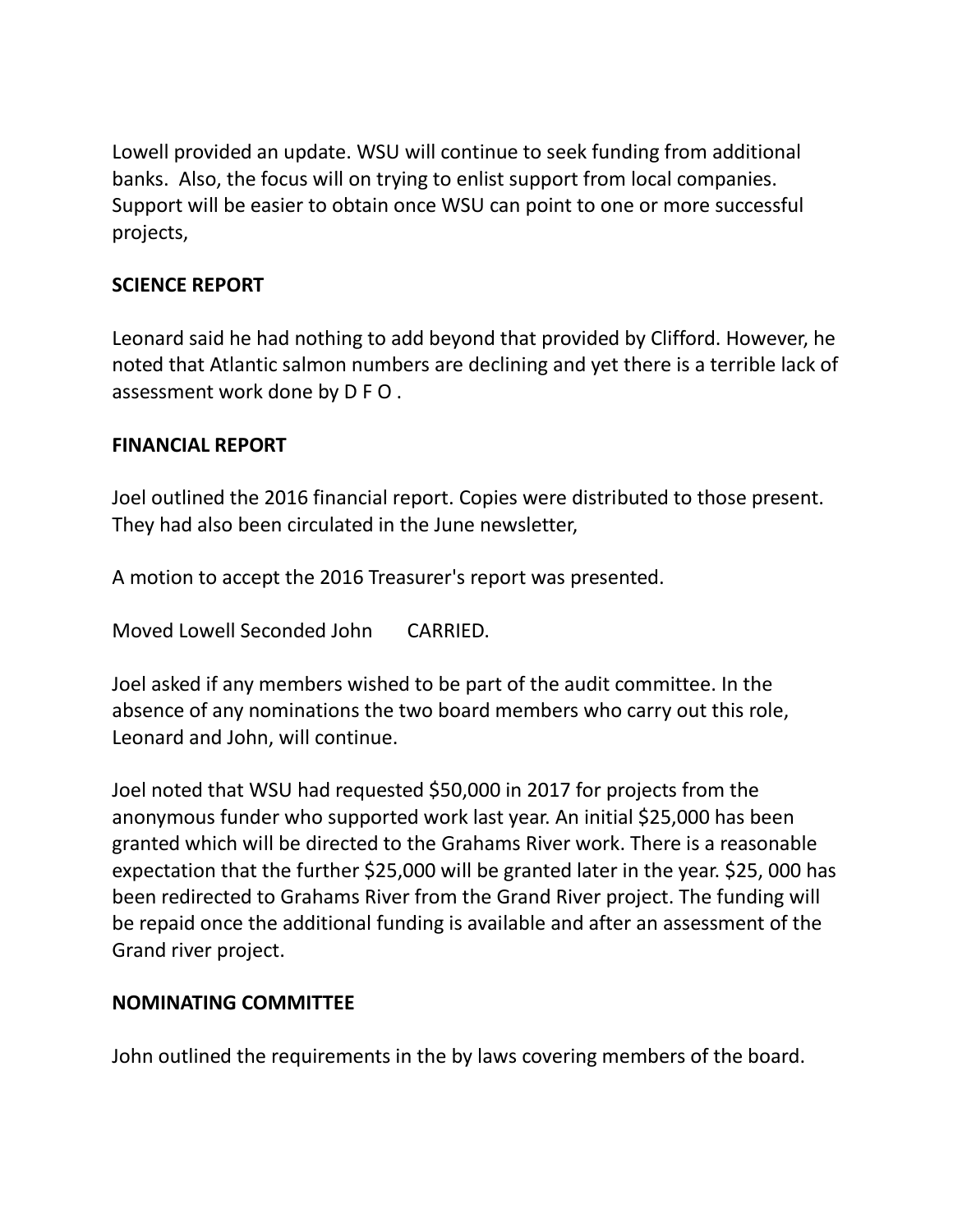Lowell provided an update. WSU will continue to seek funding from additional banks. Also, the focus will on trying to enlist support from local companies. Support will be easier to obtain once WSU can point to one or more successful projects,

**SCIENCE REPORT**

Leonard said he had nothing to add beyond that provided by Clifford. However, he noted that Atlantic salmon numbers are declining and yet there is a terrible lack of assessment work done by D F O .

**FINANCIAL REPORT**

Joel outlined the 2016 financial report. Copies were distributed to those present. They had also been circulated in the June newsletter,

A motion to accept the 2016 Treasurer's report was presented.

Moved Lowell Seconded John CARRIED.

Joel asked if any members wished to be part of the audit committee. In the absence of any nominations the two board members who carry out this role, Leonard and John, will continue.

Joel noted that WSU had requested $50,000 in 2017 for projects from the anonymous funder who supported work last year. An initial $25,000 has been granted which will be directed to the Grahams River work. There is a reasonable expectation that the further $25,000 will be granted later in the year. $25, 000 has been redirected to Grahams River from the Grand River project. The funding will be repaid once the additional funding is available and after an assessment of the Grand river project.

**NOMINATING COMMITTEE**

John outlined the requirements in the by laws covering members of the board.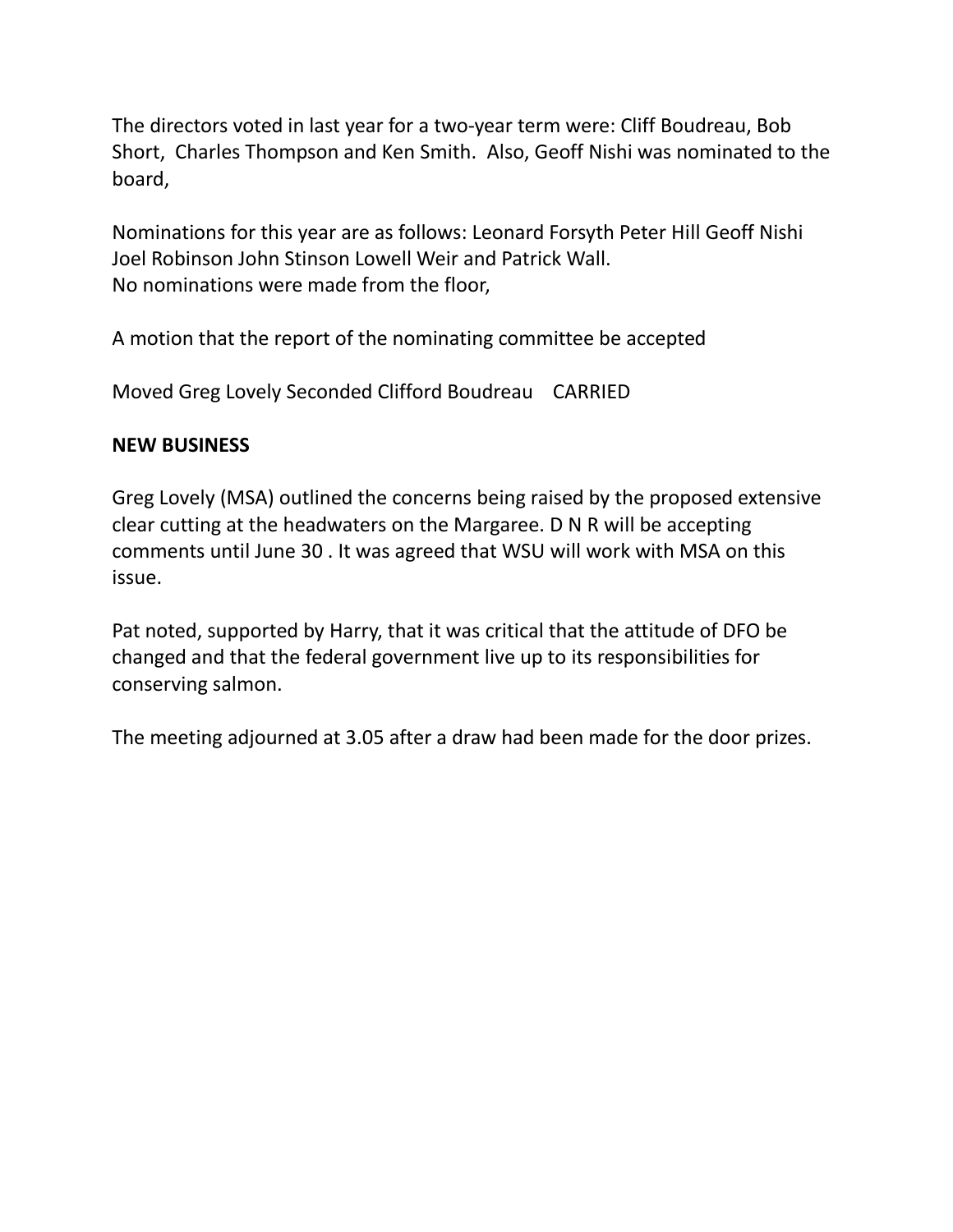The directors voted in last year for a two-year term were: Cliff Boudreau, Bob Short, Charles Thompson and Ken Smith. Also, Geoff Nishi was nominated to the board,

Nominations for this year are as follows: Leonard Forsyth Peter Hill Geoff Nishi Joel Robinson John Stinson Lowell Weir and Patrick Wall.
No nominations were made from the floor,

A motion that the report of the nominating committee be accepted

Moved Greg Lovely Seconded Clifford Boudreau CARRIED

**NEW BUSINESS**

Greg Lovely (MSA) outlined the concerns being raised by the proposed extensive clear cutting at the headwaters on the Margaree. D N R will be accepting comments until June 30 . It was agreed that WSU will work with MSA on this issue.

Pat noted, supported by Harry, that it was critical that the attitude of DFO be changed and that the federal government live up to its responsibilities for conserving salmon.

The meeting adjourned at 3.05 after a draw had been made for the door prizes.